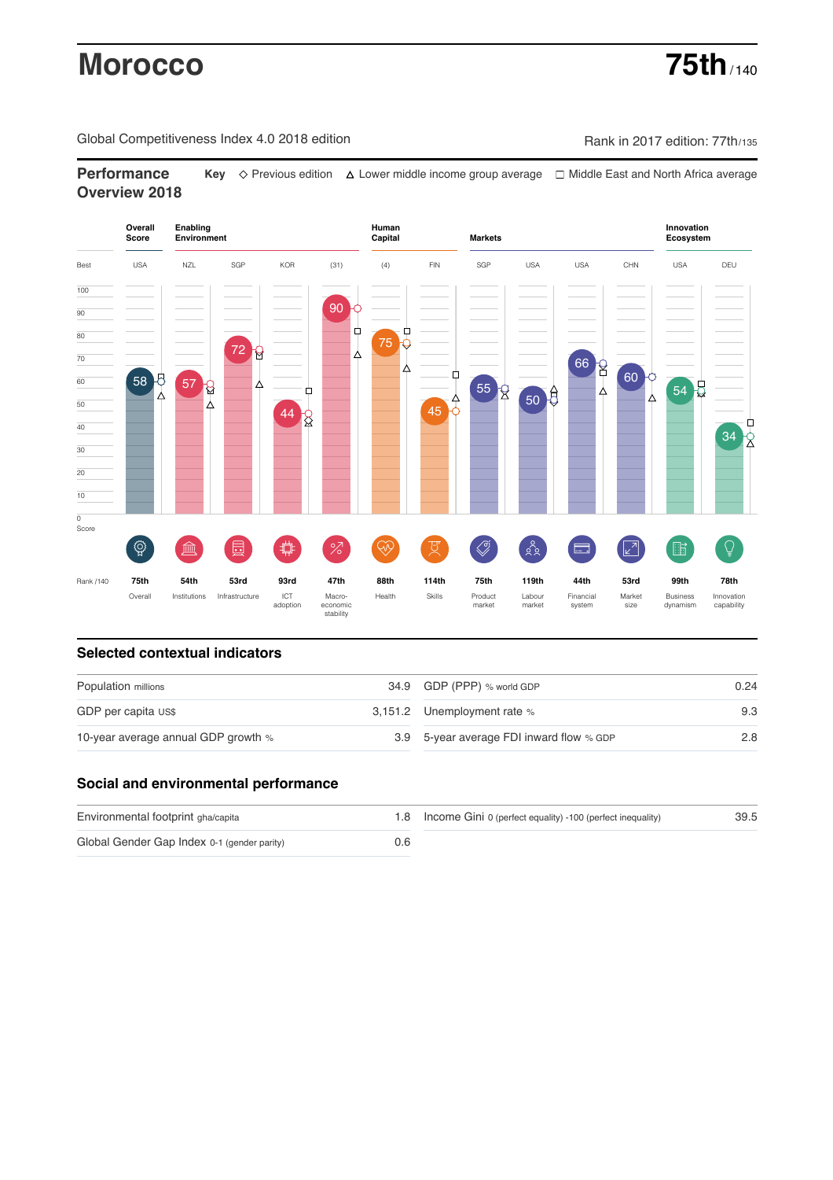# Morocco

**75th** / 140

Global Competitiveness Index 4.0 2018 edition

Rank in 2017 edition: 77th/135

## Performance Overview 2018

Key: ◇ Previous edition △ Lower middle income group average □ Middle East and North Africa average

| | Overall Score | Enabling Environment | | | | Human Capital | | Markets | | | | Innovation Ecosystem | |
|---|---|---|---|---|---|---|---|---|---|---|---|---|---|
| Best | USA | NZL | SGP | KOR | (31) | (4) | FIN | SGP | USA | USA | CHN | USA | DEU |
| Score | 58 | 57 | 72 | 44 | 90 | 75 | 45 | 55 | 50 | 66 | 60 | 54 | 34 |
| Rank /140 | 75th | 54th | 53rd | 93rd | 47th | 88th | 114th | 75th | 119th | 44th | 53rd | 99th | 78th |
| | Overall | Institutions | Infrastructure | ICT adoption | Macro-economic stability | Health | Skills | Product market | Labour market | Financial system | Market size | Business dynamism | Innovation capability |

## Selected contextual indicators

| | | | |
|---|---|---|---|
| Population millions | 34.9 | GDP (PPP) % world GDP | 0.24 |
| GDP per capita US$ | 3,151.2 | Unemployment rate % | 9.3 |
| 10-year average annual GDP growth % | 3.9 | 5-year average FDI inward flow % GDP | 2.8 |

## Social and environmental performance

| | | | |
|---|---|---|---|
| Environmental footprint gha/capita | 1.8 | Income Gini 0 (perfect equality) -100 (perfect inequality) | 39.5 |
| Global Gender Gap Index 0-1 (gender parity) | 0.6 | | |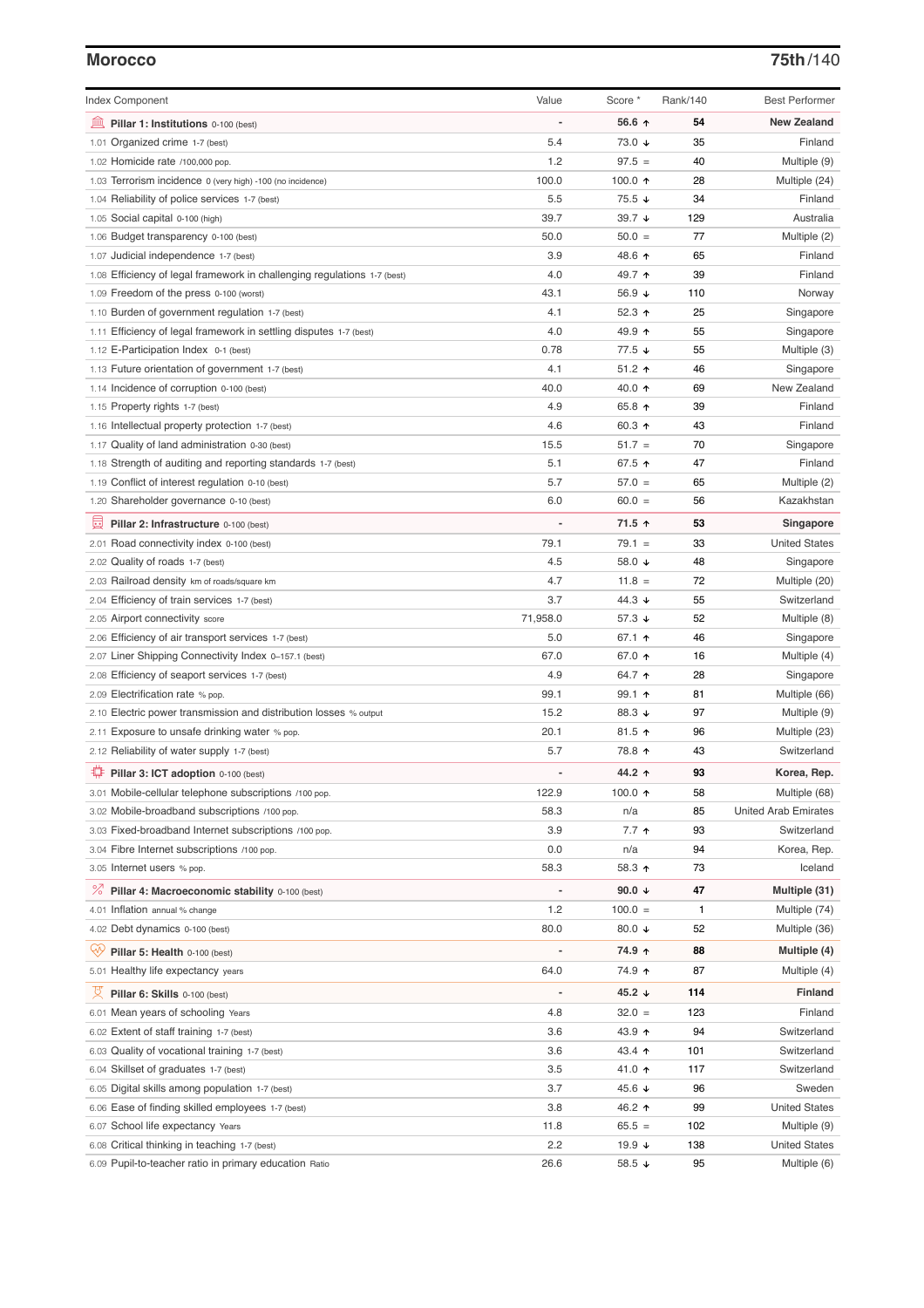## Morocco

**75th/140**

| Index Component | Value | Score * | Rank/140 | Best Performer |
|---|---|---|---|---|
| **Pillar 1: Institutions** 0-100 (best) | - | **56.6 ↑** | **54** | **New Zealand** |
| 1.01 Organized crime 1-7 (best) | 5.4 | 73.0 ↓ | 35 | Finland |
| 1.02 Homicide rate /100,000 pop. | 1.2 | 97.5 = | 40 | Multiple (9) |
| 1.03 Terrorism incidence 0 (very high) -100 (no incidence) | 100.0 | 100.0 ↑ | 28 | Multiple (24) |
| 1.04 Reliability of police services 1-7 (best) | 5.5 | 75.5 ↓ | 34 | Finland |
| 1.05 Social capital 0-100 (high) | 39.7 | 39.7 ↓ | 129 | Australia |
| 1.06 Budget transparency 0-100 (best) | 50.0 | 50.0 = | 77 | Multiple (2) |
| 1.07 Judicial independence 1-7 (best) | 3.9 | 48.6 ↑ | 65 | Finland |
| 1.08 Efficiency of legal framework in challenging regulations 1-7 (best) | 4.0 | 49.7 ↑ | 39 | Finland |
| 1.09 Freedom of the press 0-100 (worst) | 43.1 | 56.9 ↓ | 110 | Norway |
| 1.10 Burden of government regulation 1-7 (best) | 4.1 | 52.3 ↑ | 25 | Singapore |
| 1.11 Efficiency of legal framework in settling disputes 1-7 (best) | 4.0 | 49.9 ↑ | 55 | Singapore |
| 1.12 E-Participation Index 0-1 (best) | 0.78 | 77.5 ↓ | 55 | Multiple (3) |
| 1.13 Future orientation of government 1-7 (best) | 4.1 | 51.2 ↑ | 46 | Singapore |
| 1.14 Incidence of corruption 0-100 (best) | 40.0 | 40.0 ↑ | 69 | New Zealand |
| 1.15 Property rights 1-7 (best) | 4.9 | 65.8 ↑ | 39 | Finland |
| 1.16 Intellectual property protection 1-7 (best) | 4.6 | 60.3 ↑ | 43 | Finland |
| 1.17 Quality of land administration 0-30 (best) | 15.5 | 51.7 = | 70 | Singapore |
| 1.18 Strength of auditing and reporting standards 1-7 (best) | 5.1 | 67.5 ↑ | 47 | Finland |
| 1.19 Conflict of interest regulation 0-10 (best) | 5.7 | 57.0 = | 65 | Multiple (2) |
| 1.20 Shareholder governance 0-10 (best) | 6.0 | 60.0 = | 56 | Kazakhstan |
| **Pillar 2: Infrastructure** 0-100 (best) | - | **71.5 ↑** | **53** | **Singapore** |
| 2.01 Road connectivity index 0-100 (best) | 79.1 | 79.1 = | 33 | United States |
| 2.02 Quality of roads 1-7 (best) | 4.5 | 58.0 ↓ | 48 | Singapore |
| 2.03 Railroad density km of roads/square km | 4.7 | 11.8 = | 72 | Multiple (20) |
| 2.04 Efficiency of train services 1-7 (best) | 3.7 | 44.3 ↓ | 55 | Switzerland |
| 2.05 Airport connectivity score | 71,958.0 | 57.3 ↓ | 52 | Multiple (8) |
| 2.06 Efficiency of air transport services 1-7 (best) | 5.0 | 67.1 ↑ | 46 | Singapore |
| 2.07 Liner Shipping Connectivity Index 0–157.1 (best) | 67.0 | 67.0 ↑ | 16 | Multiple (4) |
| 2.08 Efficiency of seaport services 1-7 (best) | 4.9 | 64.7 ↑ | 28 | Singapore |
| 2.09 Electrification rate % pop. | 99.1 | 99.1 ↑ | 81 | Multiple (66) |
| 2.10 Electric power transmission and distribution losses % output | 15.2 | 88.3 ↓ | 97 | Multiple (9) |
| 2.11 Exposure to unsafe drinking water % pop. | 20.1 | 81.5 ↑ | 96 | Multiple (23) |
| 2.12 Reliability of water supply 1-7 (best) | 5.7 | 78.8 ↑ | 43 | Switzerland |
| **Pillar 3: ICT adoption** 0-100 (best) | - | **44.2 ↑** | **93** | **Korea, Rep.** |
| 3.01 Mobile-cellular telephone subscriptions /100 pop. | 122.9 | 100.0 ↑ | 58 | Multiple (68) |
| 3.02 Mobile-broadband subscriptions /100 pop. | 58.3 | n/a | 85 | United Arab Emirates |
| 3.03 Fixed-broadband Internet subscriptions /100 pop. | 3.9 | 7.7 ↑ | 93 | Switzerland |
| 3.04 Fibre Internet subscriptions /100 pop. | 0.0 | n/a | 94 | Korea, Rep. |
| 3.05 Internet users % pop. | 58.3 | 58.3 ↑ | 73 | Iceland |
| **Pillar 4: Macroeconomic stability** 0-100 (best) | - | **90.0 ↓** | **47** | **Multiple (31)** |
| 4.01 Inflation annual % change | 1.2 | 100.0 = | 1 | Multiple (74) |
| 4.02 Debt dynamics 0-100 (best) | 80.0 | 80.0 ↓ | 52 | Multiple (36) |
| **Pillar 5: Health** 0-100 (best) | - | **74.9 ↑** | **88** | **Multiple (4)** |
| 5.01 Healthy life expectancy years | 64.0 | 74.9 ↑ | 87 | Multiple (4) |
| **Pillar 6: Skills** 0-100 (best) | - | **45.2 ↓** | **114** | **Finland** |
| 6.01 Mean years of schooling Years | 4.8 | 32.0 = | 123 | Finland |
| 6.02 Extent of staff training 1-7 (best) | 3.6 | 43.9 ↑ | 94 | Switzerland |
| 6.03 Quality of vocational training 1-7 (best) | 3.6 | 43.4 ↑ | 101 | Switzerland |
| 6.04 Skillset of graduates 1-7 (best) | 3.5 | 41.0 ↑ | 117 | Switzerland |
| 6.05 Digital skills among population 1-7 (best) | 3.7 | 45.6 ↓ | 96 | Sweden |
| 6.06 Ease of finding skilled employees 1-7 (best) | 3.8 | 46.2 ↑ | 99 | United States |
| 6.07 School life expectancy Years | 11.8 | 65.5 = | 102 | Multiple (9) |
| 6.08 Critical thinking in teaching 1-7 (best) | 2.2 | 19.9 ↓ | 138 | United States |
| 6.09 Pupil-to-teacher ratio in primary education Ratio | 26.6 | 58.5 ↓ | 95 | Multiple (6) |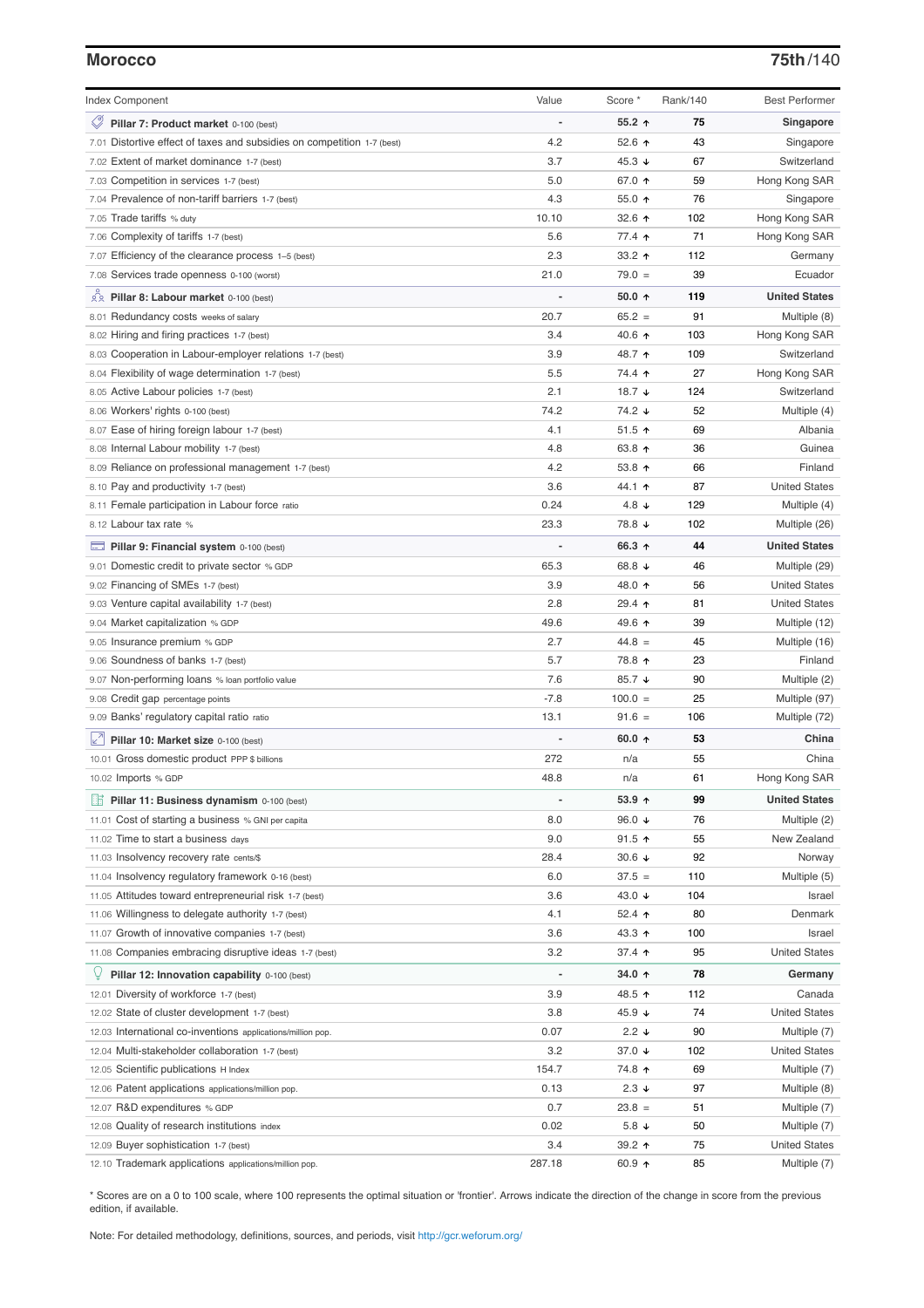## Morocco

**75th**/140

| Index Component | Value | Score * | Rank/140 | Best Performer |
|---|---|---|---|---|
| **Pillar 7: Product market** 0-100 (best) | - | **55.2 ↑** | **75** | **Singapore** |
| 7.01 Distortive effect of taxes and subsidies on competition 1-7 (best) | 4.2 | 52.6 ↑ | 43 | Singapore |
| 7.02 Extent of market dominance 1-7 (best) | 3.7 | 45.3 ↓ | 67 | Switzerland |
| 7.03 Competition in services 1-7 (best) | 5.0 | 67.0 ↑ | 59 | Hong Kong SAR |
| 7.04 Prevalence of non-tariff barriers 1-7 (best) | 4.3 | 55.0 ↑ | 76 | Singapore |
| 7.05 Trade tariffs % duty | 10.10 | 32.6 ↑ | 102 | Hong Kong SAR |
| 7.06 Complexity of tariffs 1-7 (best) | 5.6 | 77.4 ↑ | 71 | Hong Kong SAR |
| 7.07 Efficiency of the clearance process 1–5 (best) | 2.3 | 33.2 ↑ | 112 | Germany |
| 7.08 Services trade openness 0-100 (worst) | 21.0 | 79.0 = | 39 | Ecuador |
| **Pillar 8: Labour market** 0-100 (best) | - | **50.0 ↑** | **119** | **United States** |
| 8.01 Redundancy costs weeks of salary | 20.7 | 65.2 = | 91 | Multiple (8) |
| 8.02 Hiring and firing practices 1-7 (best) | 3.4 | 40.6 ↑ | 103 | Hong Kong SAR |
| 8.03 Cooperation in Labour-employer relations 1-7 (best) | 3.9 | 48.7 ↑ | 109 | Switzerland |
| 8.04 Flexibility of wage determination 1-7 (best) | 5.5 | 74.4 ↑ | 27 | Hong Kong SAR |
| 8.05 Active Labour policies 1-7 (best) | 2.1 | 18.7 ↓ | 124 | Switzerland |
| 8.06 Workers' rights 0-100 (best) | 74.2 | 74.2 ↓ | 52 | Multiple (4) |
| 8.07 Ease of hiring foreign labour 1-7 (best) | 4.1 | 51.5 ↑ | 69 | Albania |
| 8.08 Internal Labour mobility 1-7 (best) | 4.8 | 63.8 ↑ | 36 | Guinea |
| 8.09 Reliance on professional management 1-7 (best) | 4.2 | 53.8 ↑ | 66 | Finland |
| 8.10 Pay and productivity 1-7 (best) | 3.6 | 44.1 ↑ | 87 | United States |
| 8.11 Female participation in Labour force ratio | 0.24 | 4.8 ↓ | 129 | Multiple (4) |
| 8.12 Labour tax rate % | 23.3 | 78.8 ↓ | 102 | Multiple (26) |
| **Pillar 9: Financial system** 0-100 (best) | - | **66.3 ↑** | **44** | **United States** |
| 9.01 Domestic credit to private sector % GDP | 65.3 | 68.8 ↓ | 46 | Multiple (29) |
| 9.02 Financing of SMEs 1-7 (best) | 3.9 | 48.0 ↑ | 56 | United States |
| 9.03 Venture capital availability 1-7 (best) | 2.8 | 29.4 ↑ | 81 | United States |
| 9.04 Market capitalization % GDP | 49.6 | 49.6 ↑ | 39 | Multiple (12) |
| 9.05 Insurance premium % GDP | 2.7 | 44.8 = | 45 | Multiple (16) |
| 9.06 Soundness of banks 1-7 (best) | 5.7 | 78.8 ↑ | 23 | Finland |
| 9.07 Non-performing loans % loan portfolio value | 7.6 | 85.7 ↓ | 90 | Multiple (2) |
| 9.08 Credit gap percentage points | -7.8 | 100.0 = | 25 | Multiple (97) |
| 9.09 Banks' regulatory capital ratio ratio | 13.1 | 91.6 = | 106 | Multiple (72) |
| **Pillar 10: Market size** 0-100 (best) | - | **60.0 ↑** | **53** | **China** |
| 10.01 Gross domestic product PPP $ billions | 272 | n/a | 55 | China |
| 10.02 Imports % GDP | 48.8 | n/a | 61 | Hong Kong SAR |
| **Pillar 11: Business dynamism** 0-100 (best) | - | **53.9 ↑** | **99** | **United States** |
| 11.01 Cost of starting a business % GNI per capita | 8.0 | 96.0 ↓ | 76 | Multiple (2) |
| 11.02 Time to start a business days | 9.0 | 91.5 ↑ | 55 | New Zealand |
| 11.03 Insolvency recovery rate cents/$ | 28.4 | 30.6 ↓ | 92 | Norway |
| 11.04 Insolvency regulatory framework 0-16 (best) | 6.0 | 37.5 = | 110 | Multiple (5) |
| 11.05 Attitudes toward entrepreneurial risk 1-7 (best) | 3.6 | 43.0 ↓ | 104 | Israel |
| 11.06 Willingness to delegate authority 1-7 (best) | 4.1 | 52.4 ↑ | 80 | Denmark |
| 11.07 Growth of innovative companies 1-7 (best) | 3.6 | 43.3 ↑ | 100 | Israel |
| 11.08 Companies embracing disruptive ideas 1-7 (best) | 3.2 | 37.4 ↑ | 95 | United States |
| **Pillar 12: Innovation capability** 0-100 (best) | - | **34.0 ↑** | **78** | **Germany** |
| 12.01 Diversity of workforce 1-7 (best) | 3.9 | 48.5 ↑ | 112 | Canada |
| 12.02 State of cluster development 1-7 (best) | 3.8 | 45.9 ↓ | 74 | United States |
| 12.03 International co-inventions applications/million pop. | 0.07 | 2.2 ↓ | 90 | Multiple (7) |
| 12.04 Multi-stakeholder collaboration 1-7 (best) | 3.2 | 37.0 ↓ | 102 | United States |
| 12.05 Scientific publications H Index | 154.7 | 74.8 ↑ | 69 | Multiple (7) |
| 12.06 Patent applications applications/million pop. | 0.13 | 2.3 ↓ | 97 | Multiple (8) |
| 12.07 R&D expenditures % GDP | 0.7 | 23.8 = | 51 | Multiple (7) |
| 12.08 Quality of research institutions index | 0.02 | 5.8 ↓ | 50 | Multiple (7) |
| 12.09 Buyer sophistication 1-7 (best) | 3.4 | 39.2 ↑ | 75 | United States |
| 12.10 Trademark applications applications/million pop. | 287.18 | 60.9 ↑ | 85 | Multiple (7) |

* Scores are on a 0 to 100 scale, where 100 represents the optimal situation or 'frontier'. Arrows indicate the direction of the change in score from the previous edition, if available.

Note: For detailed methodology, definitions, sources, and periods, visit http://gcr.weforum.org/